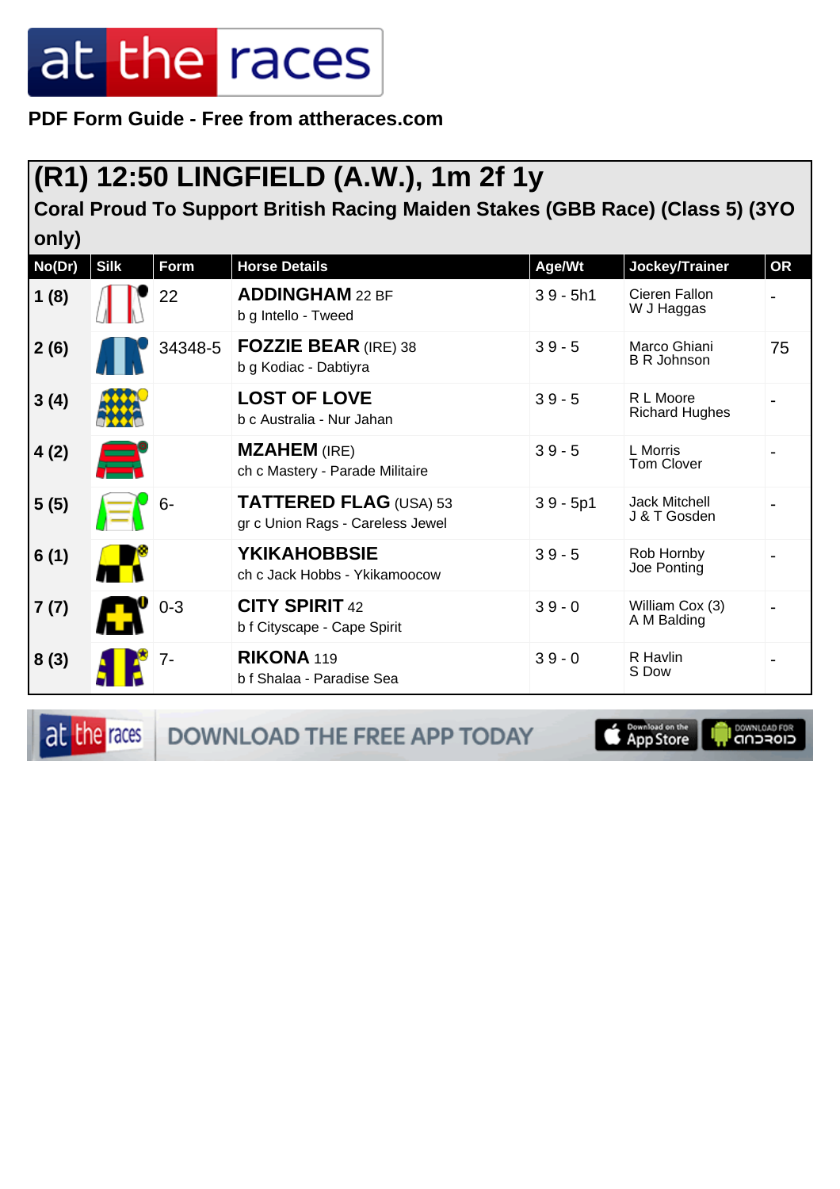**PDF Form Guide - Free from attheraces.com**

## (R1) 12:50 LINGFIELD (A.W.), 1m 2f 1y

### Coral Proud To Support British Racing Maiden Stakes (GBB Race) (Class 5) (3YO only)

| No(Dr) | Silk | Form | Horse Details | Age/Wt | Jockey/Trainer | OR |
|---|---|---|---|---|---|---|
| 1 (8) | | 22 | **ADDINGHAM** 22 BF<br>b g Intello - Tweed | 3 9 - 5h1 | Cieren Fallon<br>W J Haggas | - |
| 2 (6) | | 34348-5 | **FOZZIE BEAR** (IRE) 38<br>b g Kodiac - Dabtiyra | 3 9 - 5 | Marco Ghiani<br>B R Johnson | 75 |
| 3 (4) | | | **LOST OF LOVE**<br>b c Australia - Nur Jahan | 3 9 - 5 | R L Moore<br>Richard Hughes | - |
| 4 (2) | | | **MZAHEM** (IRE)<br>ch c Mastery - Parade Militaire | 3 9 - 5 | L Morris<br>Tom Clover | - |
| 5 (5) | | 6- | **TATTERED FLAG** (USA) 53<br>gr c Union Rags - Careless Jewel | 3 9 - 5p1 | Jack Mitchell<br>J & T Gosden | - |
| 6 (1) | | | **YKIKAHOBBSIE**<br>ch c Jack Hobbs - Ykikamoocow | 3 9 - 5 | Rob Hornby<br>Joe Ponting | - |
| 7 (7) | | 0-3 | **CITY SPIRIT** 42<br>b f Cityscape - Cape Spirit | 3 9 - 0 | William Cox (3)<br>A M Balding | - |
| 8 (3) | | 7- | **RIKONA** 119<br>b f Shalaa - Paradise Sea | 3 9 - 0 | R Havlin<br>S Dow | - |

DOWNLOAD THE FREE APP TODAY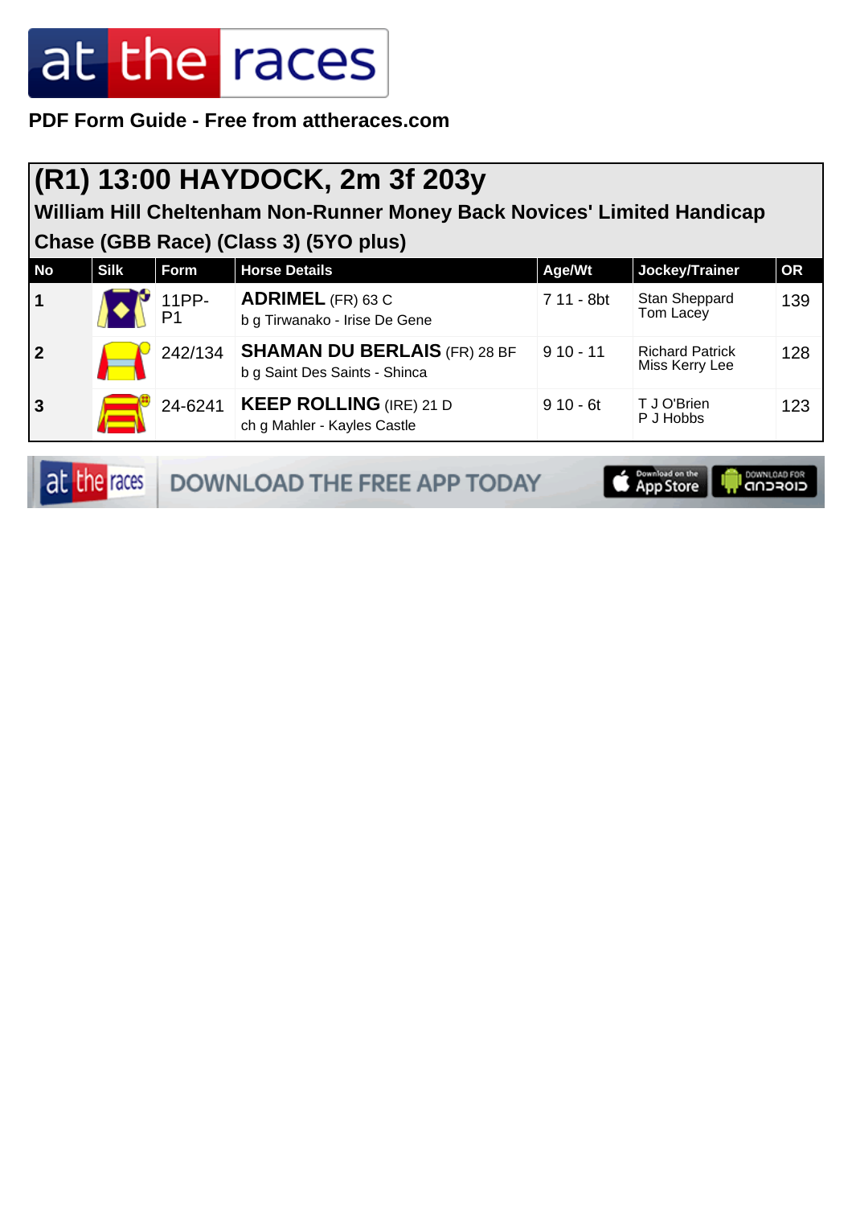PDF Form Guide - Free from attheraces.com

## (R1) 13:00 HAYDOCK, 2m 3f 203y

### William Hill Cheltenham Non-Runner Money Back Novices' Limited Handicap Chase (GBB Race) (Class 3) (5YO plus)

| No | Silk | Form | Horse Details | Age/Wt | Jockey/Trainer | OR |
|---|---|---|---|---|---|---|
| 1 | | 11PP-P1 | **ADRIMEL** (FR) 63 C<br>b g Tirwanako - Irise De Gene | 7 11 - 8bt | Stan Sheppard<br>Tom Lacey | 139 |
| 2 | | 242/134 | **SHAMAN DU BERLAIS** (FR) 28 BF<br>b g Saint Des Saints - Shinca | 9 10 - 11 | Richard Patrick<br>Miss Kerry Lee | 128 |
| 3 | | 24-6241 | **KEEP ROLLING** (IRE) 21 D<br>ch g Mahler - Kayles Castle | 9 10 - 6t | T J O'Brien<br>P J Hobbs | 123 |

DOWNLOAD THE FREE APP TODAY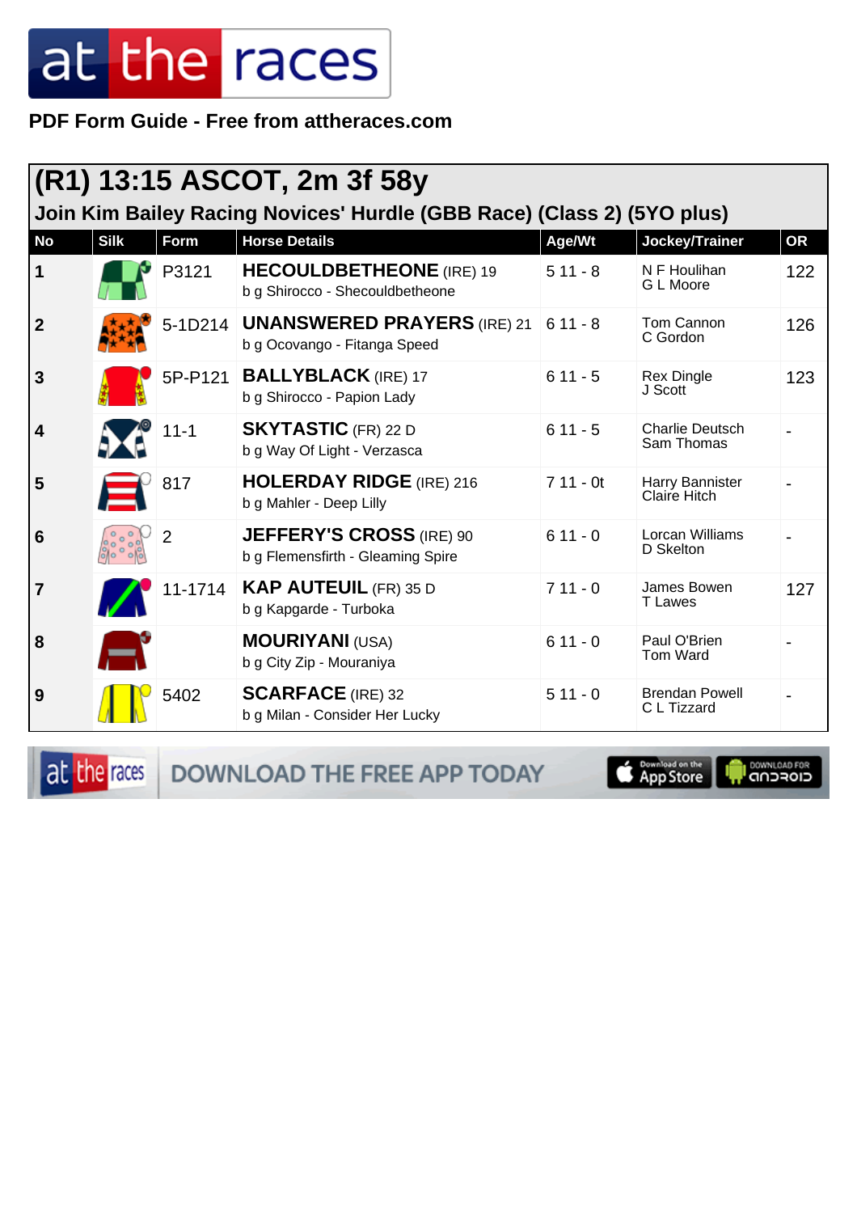PDF Form Guide - Free from attheraces.com

## (R1) 13:15 ASCOT, 2m 3f 58y

### Join Kim Bailey Racing Novices' Hurdle (GBB Race) (Class 2) (5YO plus)

| No | Silk | Form | Horse Details | Age/Wt | Jockey/Trainer | OR |
|---|---|---|---|---|---|---|
| 1 | | P3121 | **HECOULDBETHEONE** (IRE) 19<br>b g Shirocco - Shecouldbetheone | 5 11 - 8 | N F Houlihan<br>G L Moore | 122 |
| 2 | | 5-1D214 | **UNANSWERED PRAYERS** (IRE) 21<br>b g Ocovango - Fitanga Speed | 6 11 - 8 | Tom Cannon<br>C Gordon | 126 |
| 3 | | 5P-P121 | **BALLYBLACK** (IRE) 17<br>b g Shirocco - Papion Lady | 6 11 - 5 | Rex Dingle<br>J Scott | 123 |
| 4 | | 11-1 | **SKYTASTIC** (FR) 22 D<br>b g Way Of Light - Verzasca | 6 11 - 5 | Charlie Deutsch<br>Sam Thomas | - |
| 5 | | 817 | **HOLERDAY RIDGE** (IRE) 216<br>b g Mahler - Deep Lilly | 7 11 - 0t | Harry Bannister<br>Claire Hitch | - |
| 6 | | 2 | **JEFFERY'S CROSS** (IRE) 90<br>b g Flemensfirth - Gleaming Spire | 6 11 - 0 | Lorcan Williams<br>D Skelton | - |
| 7 | | 11-1714 | **KAP AUTEUIL** (FR) 35 D<br>b g Kapgarde - Turboka | 7 11 - 0 | James Bowen<br>T Lawes | 127 |
| 8 | | | **MOURIYANI** (USA)<br>b g City Zip - Mouraniya | 6 11 - 0 | Paul O'Brien<br>Tom Ward | - |
| 9 | | 5402 | **SCARFACE** (IRE) 32<br>b g Milan - Consider Her Lucky | 5 11 - 0 | Brendan Powell<br>C L Tizzard | - |

DOWNLOAD THE FREE APP TODAY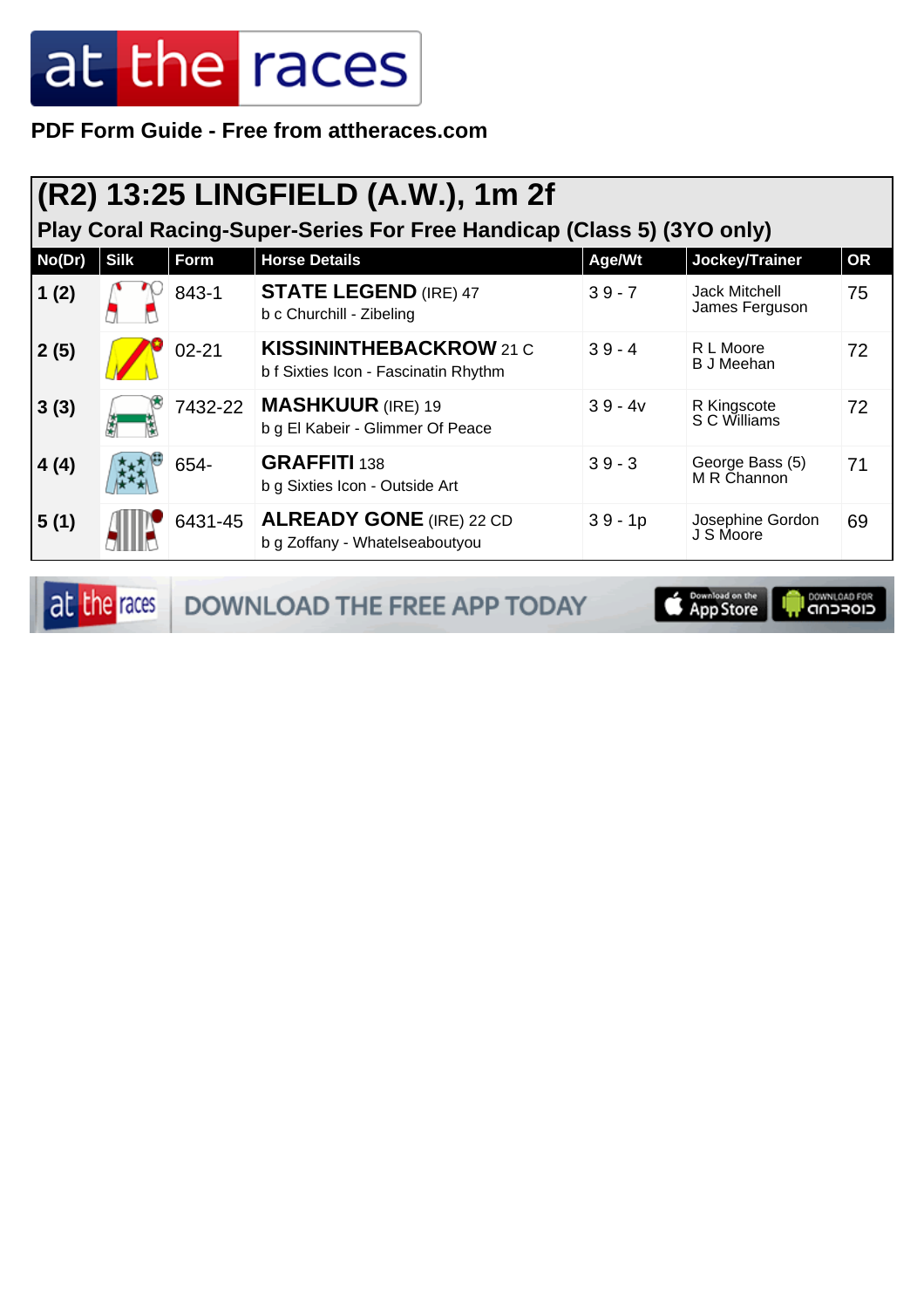at the races

**PDF Form Guide - Free from attheraces.com**

## (R2) 13:25 LINGFIELD (A.W.), 1m 2f

### Play Coral Racing-Super-Series For Free Handicap (Class 5) (3YO only)

| No(Dr) | Silk | Form | Horse Details | Age/Wt | Jockey/Trainer | OR |
|---|---|---|---|---|---|---|
| 1 (2) | | 843-1 | **STATE LEGEND** (IRE) 47<br>b c Churchill - Zibeling | 3 9 - 7 | Jack Mitchell<br>James Ferguson | 75 |
| 2 (5) | | 02-21 | **KISSININTHEBACKROW** 21 C<br>b f Sixties Icon - Fascinatin Rhythm | 3 9 - 4 | R L Moore<br>B J Meehan | 72 |
| 3 (3) | | 7432-22 | **MASHKUUR** (IRE) 19<br>b g El Kabeir - Glimmer Of Peace | 3 9 - 4v | R Kingscote<br>S C Williams | 72 |
| 4 (4) | | 654- | **GRAFFITI** 138<br>b g Sixties Icon - Outside Art | 3 9 - 3 | George Bass (5)<br>M R Channon | 71 |
| 5 (1) | | 6431-45 | **ALREADY GONE** (IRE) 22 CD<br>b g Zoffany - Whatelseaboutyou | 3 9 - 1p | Josephine Gordon<br>J S Moore | 69 |

DOWNLOAD THE FREE APP TODAY